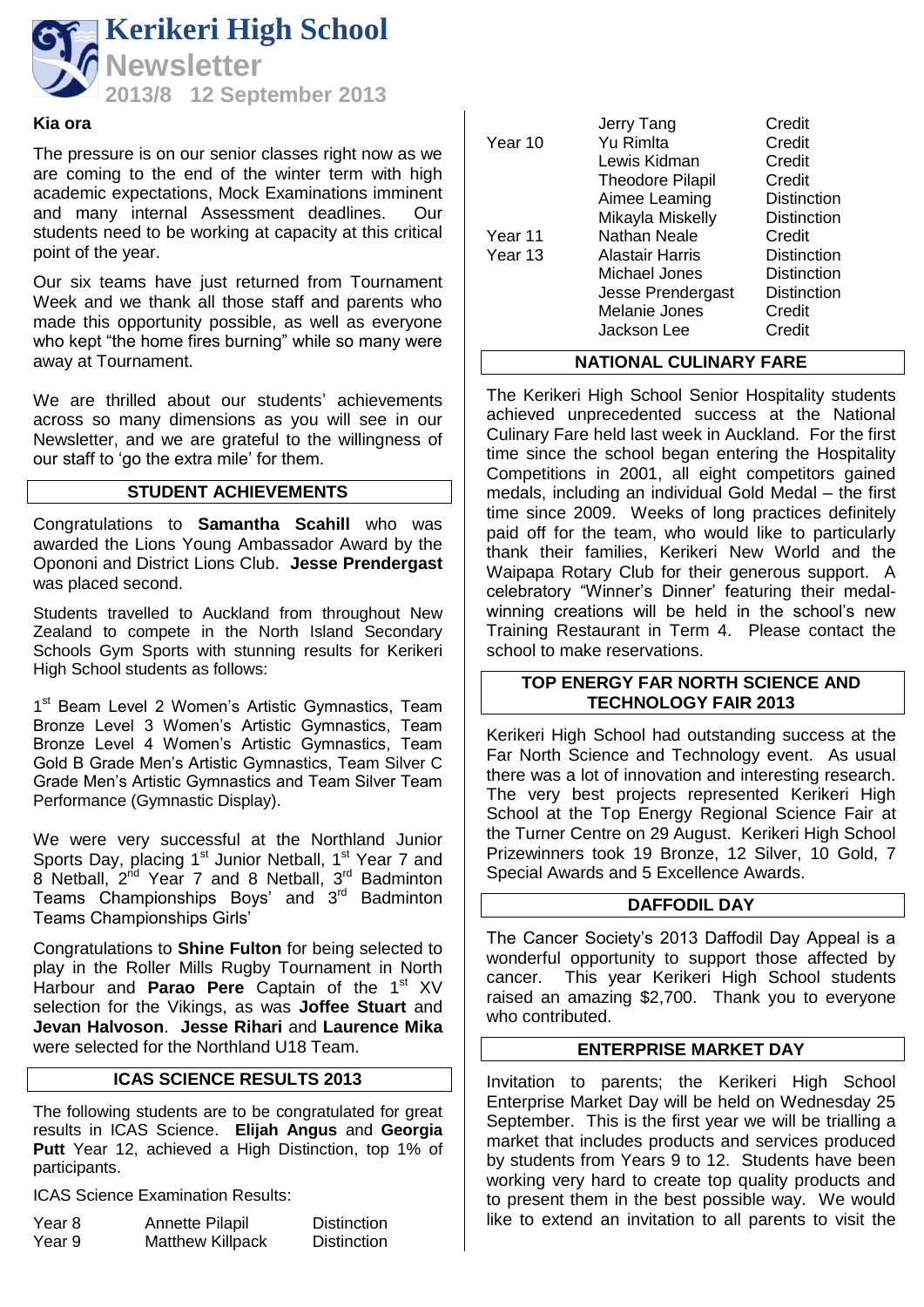# Kerikeri High School Newsletter

## 2013/8 12 September 2013

**Kia ora**

The pressure is on our senior classes right now as we are coming to the end of the winter term with high academic expectations, Mock Examinations imminent and many internal Assessment deadlines. Our students need to be working at capacity at this critical point of the year.

Our six teams have just returned from Tournament Week and we thank all those staff and parents who made this opportunity possible, as well as everyone who kept "the home fires burning" while so many were away at Tournament.

We are thrilled about our students' achievements across so many dimensions as you will see in our Newsletter, and we are grateful to the willingness of our staff to 'go the extra mile' for them.

## STUDENT ACHIEVEMENTS

Congratulations to **Samantha Scahill** who was awarded the Lions Young Ambassador Award by the Opononi and District Lions Club. **Jesse Prendergast** was placed second.

Students travelled to Auckland from throughout New Zealand to compete in the North Island Secondary Schools Gym Sports with stunning results for Kerikeri High School students as follows:

1st Beam Level 2 Women's Artistic Gymnastics, Team Bronze Level 3 Women's Artistic Gymnastics, Team Bronze Level 4 Women's Artistic Gymnastics, Team Gold B Grade Men's Artistic Gymnastics, Team Silver C Grade Men's Artistic Gymnastics and Team Silver Team Performance (Gymnastic Display).

We were very successful at the Northland Junior Sports Day, placing 1st Junior Netball, 1st Year 7 and 8 Netball, 2nd Year 7 and 8 Netball, 3rd Badminton Teams Championships Boys' and 3rd Badminton Teams Championships Girls'

Congratulations to **Shine Fulton** for being selected to play in the Roller Mills Rugby Tournament in North Harbour and **Parao Pere** Captain of the 1st XV selection for the Vikings, as was **Joffee Stuart** and **Jevan Halvoson**. **Jesse Rihari** and **Laurence Mika** were selected for the Northland U18 Team.

## ICAS SCIENCE RESULTS 2013

The following students are to be congratulated for great results in ICAS Science. **Elijah Angus** and **Georgia Putt** Year 12, achieved a High Distinction, top 1% of participants.

ICAS Science Examination Results:

| Year | Name | Result |
|---|---|---|
| Year 8 | Annette Pilapil | Distinction |
| Year 9 | Matthew Killpack | Distinction |
| | Jerry Tang | Credit |
| Year 10 | Yu Rimlta | Credit |
| | Lewis Kidman | Credit |
| | Theodore Pilapil | Credit |
| | Aimee Leaming | Distinction |
| | Mikayla Miskelly | Distinction |
| Year 11 | Nathan Neale | Credit |
| Year 13 | Alastair Harris | Distinction |
| | Michael Jones | Distinction |
| | Jesse Prendergast | Distinction |
| | Melanie Jones | Credit |
| | Jackson Lee | Credit |

## NATIONAL CULINARY FARE

The Kerikeri High School Senior Hospitality students achieved unprecedented success at the National Culinary Fare held last week in Auckland. For the first time since the school began entering the Hospitality Competitions in 2001, all eight competitors gained medals, including an individual Gold Medal – the first time since 2009. Weeks of long practices definitely paid off for the team, who would like to particularly thank their families, Kerikeri New World and the Waipapa Rotary Club for their generous support. A celebratory "Winner's Dinner" featuring their medal-winning creations will be held in the school's new Training Restaurant in Term 4. Please contact the school to make reservations.

## TOP ENERGY FAR NORTH SCIENCE AND TECHNOLOGY FAIR 2013

Kerikeri High School had outstanding success at the Far North Science and Technology event. As usual there was a lot of innovation and interesting research. The very best projects represented Kerikeri High School at the Top Energy Regional Science Fair at the Turner Centre on 29 August. Kerikeri High School Prizewinners took 19 Bronze, 12 Silver, 10 Gold, 7 Special Awards and 5 Excellence Awards.

## DAFFODIL DAY

The Cancer Society's 2013 Daffodil Day Appeal is a wonderful opportunity to support those affected by cancer. This year Kerikeri High School students raised an amazing $2,700. Thank you to everyone who contributed.

## ENTERPRISE MARKET DAY

Invitation to parents; the Kerikeri High School Enterprise Market Day will be held on Wednesday 25 September. This is the first year we will be trialling a market that includes products and services produced by students from Years 9 to 12. Students have been working very hard to create top quality products and to present them in the best possible way. We would like to extend an invitation to all parents to visit the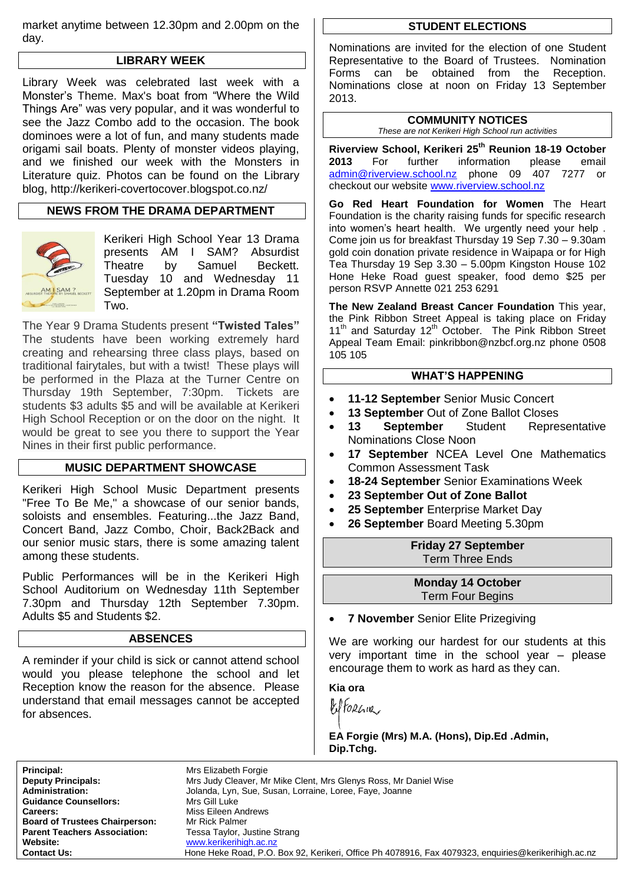market anytime between 12.30pm and 2.00pm on the day.

## LIBRARY WEEK

Library Week was celebrated last week with a Monster's Theme. Max's boat from "Where the Wild Things Are" was very popular, and it was wonderful to see the Jazz Combo add to the occasion. The book dominoes were a lot of fun, and many students made origami sail boats. Plenty of monster videos playing, and we finished our week with the Monsters in Literature quiz. Photos can be found on the Library blog, http://kerikeri-covertocover.blogspot.co.nz/

## NEWS FROM THE DRAMA DEPARTMENT

Kerikeri High School Year 13 Drama presents AM I SAM? Absurdist Theatre by Samuel Beckett. Tuesday 10 and Wednesday 11 September at 1.20pm in Drama Room Two.

The Year 9 Drama Students present **"Twisted Tales"** The students have been working extremely hard creating and rehearsing three class plays, based on traditional fairytales, but with a twist! These plays will be performed in the Plaza at the Turner Centre on Thursday 19th September, 7:30pm. Tickets are students $3 adults $5 and will be available at Kerikeri High School Reception or on the door on the night. It would be great to see you there to support the Year Nines in their first public performance.

## MUSIC DEPARTMENT SHOWCASE

Kerikeri High School Music Department presents "Free To Be Me," a showcase of our senior bands, soloists and ensembles. Featuring...the Jazz Band, Concert Band, Jazz Combo, Choir, Back2Back and our senior music stars, there is some amazing talent among these students.

Public Performances will be in the Kerikeri High School Auditorium on Wednesday 11th September 7.30pm and Thursday 12th September 7.30pm. Adults $5 and Students $2.

## ABSENCES

A reminder if your child is sick or cannot attend school would you please telephone the school and let Reception know the reason for the absence. Please understand that email messages cannot be accepted for absences.

## STUDENT ELECTIONS

Nominations are invited for the election of one Student Representative to the Board of Trustees. Nomination Forms can be obtained from the Reception. Nominations close at noon on Friday 13 September 2013.

## COMMUNITY NOTICES

*These are not Kerikeri High School run activities*

**Riverview School, Kerikeri 25th Reunion 18-19 October 2013** For further information please email admin@riverview.school.nz phone 09 407 7277 or checkout our website www.riverview.school.nz

**Go Red Heart Foundation for Women** The Heart Foundation is the charity raising funds for specific research into women's heart health. We urgently need your help . Come join us for breakfast Thursday 19 Sep 7.30 – 9.30am gold coin donation private residence in Waipapa or for High Tea Thursday 19 Sep 3.30 – 5.00pm Kingston House 102 Hone Heke Road guest speaker, food demo $25 per person RSVP Annette 021 253 6291

**The New Zealand Breast Cancer Foundation** This year, the Pink Ribbon Street Appeal is taking place on Friday 11th and Saturday 12th October. The Pink Ribbon Street Appeal Team Email: pinkribbon@nzbcf.org.nz phone 0508 105 105

## WHAT'S HAPPENING

- **11-12 September** Senior Music Concert
- **13 September** Out of Zone Ballot Closes
- **13 September** Student Representative Nominations Close Noon
- **17 September** NCEA Level One Mathematics Common Assessment Task
- **18-24 September** Senior Examinations Week
- **23 September Out of Zone Ballot**
- **25 September** Enterprise Market Day
- **26 September** Board Meeting 5.30pm

**Friday 27 September**
Term Three Ends

**Monday 14 October**
Term Four Begins

- **7 November** Senior Elite Prizegiving

We are working our hardest for our students at this very important time in the school year – please encourage them to work as hard as they can.

**Kia ora**

EA Forgie

**EA Forgie (Mrs) M.A. (Hons), Dip.Ed .Admin, Dip.Tchg.**

| | |
|---|---|
| **Principal:** | Mrs Elizabeth Forgie |
| **Deputy Principals:** | Mrs Judy Cleaver, Mr Mike Clent, Mrs Glenys Ross, Mr Daniel Wise |
| **Administration:** | Jolanda, Lyn, Sue, Susan, Lorraine, Loree, Faye, Joanne |
| **Guidance Counsellors:** | Mrs Gill Luke |
| **Careers:** | Miss Eileen Andrews |
| **Board of Trustees Chairperson:** | Mr Rick Palmer |
| **Parent Teachers Association:** | Tessa Taylor, Justine Strang |
| **Website:** | www.kerikerihigh.ac.nz |
| **Contact Us:** | Hone Heke Road, P.O. Box 92, Kerikeri, Office Ph 4078916, Fax 4079323, enquiries@kerikerihigh.ac.nz |